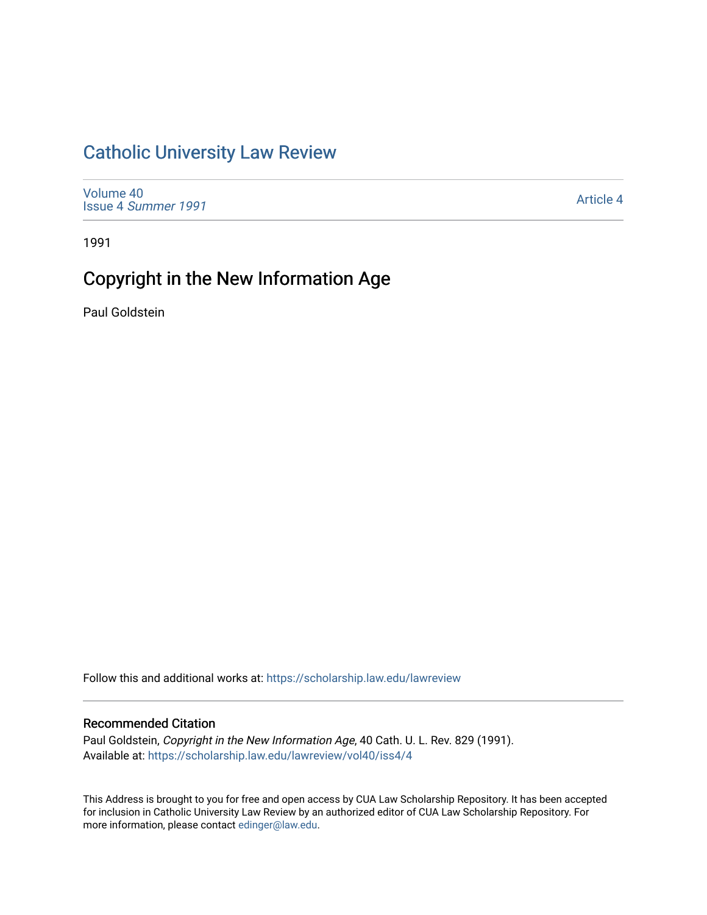# Catholic University Law Review

Volume 40
Issue 4 *Summer 1991*

Article 4

1991

## Copyright in the New Information Age

Paul Goldstein

Follow this and additional works at: https://scholarship.law.edu/lawreview

### Recommended Citation

Paul Goldstein, *Copyright in the New Information Age*, 40 Cath. U. L. Rev. 829 (1991).
Available at: https://scholarship.law.edu/lawreview/vol40/iss4/4

This Address is brought to you for free and open access by CUA Law Scholarship Repository. It has been accepted for inclusion in Catholic University Law Review by an authorized editor of CUA Law Scholarship Repository. For more information, please contact edinger@law.edu.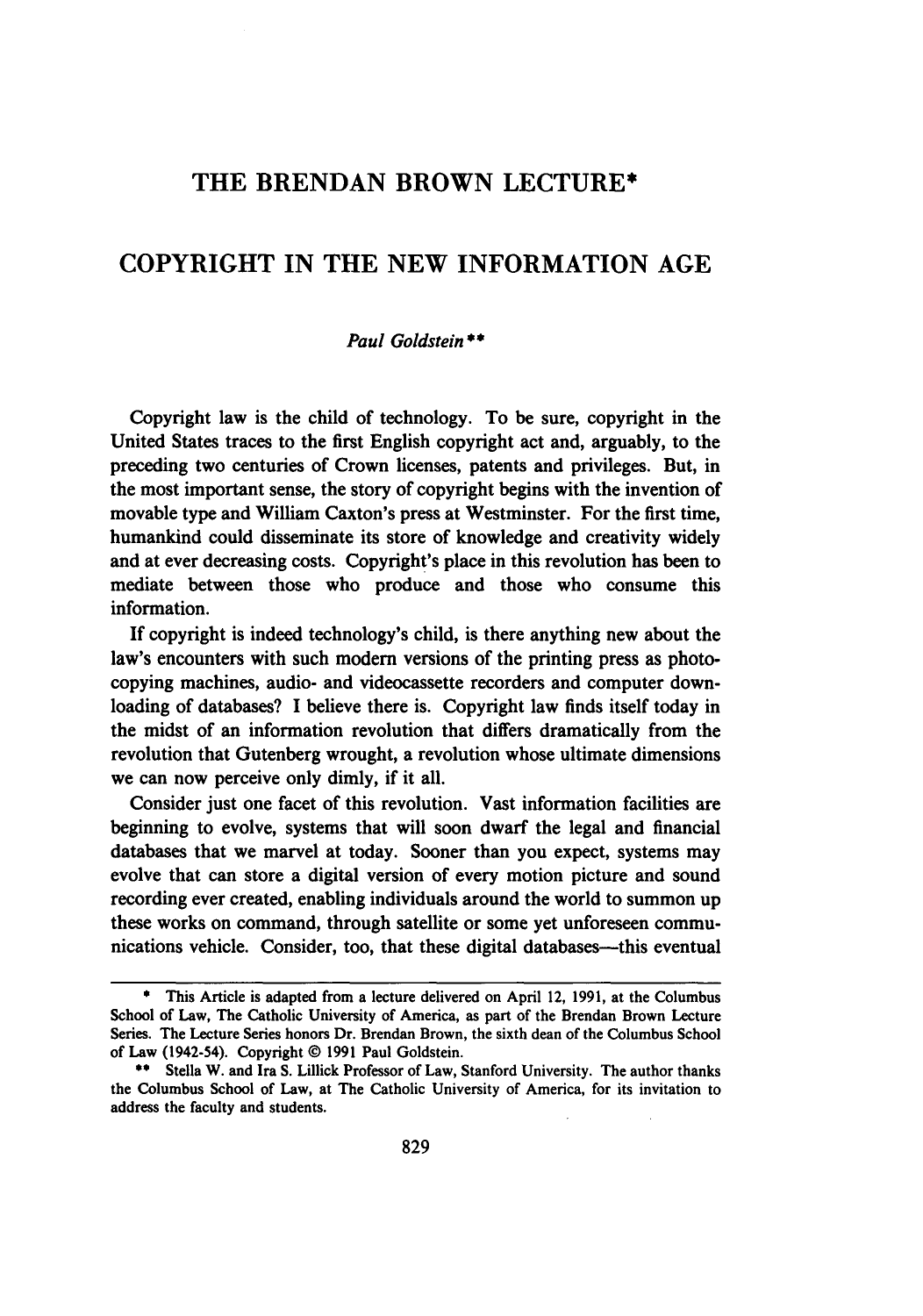# THE BRENDAN BROWN LECTURE*

# COPYRIGHT IN THE NEW INFORMATION AGE

*Paul Goldstein***

Copyright law is the child of technology. To be sure, copyright in the United States traces to the first English copyright act and, arguably, to the preceding two centuries of Crown licenses, patents and privileges. But, in the most important sense, the story of copyright begins with the invention of movable type and William Caxton's press at Westminster. For the first time, humankind could disseminate its store of knowledge and creativity widely and at ever decreasing costs. Copyright's place in this revolution has been to mediate between those who produce and those who consume this information.

If copyright is indeed technology's child, is there anything new about the law's encounters with such modern versions of the printing press as photocopying machines, audio- and videocassette recorders and computer downloading of databases? I believe there is. Copyright law finds itself today in the midst of an information revolution that differs dramatically from the revolution that Gutenberg wrought, a revolution whose ultimate dimensions we can now perceive only dimly, if it all.

Consider just one facet of this revolution. Vast information facilities are beginning to evolve, systems that will soon dwarf the legal and financial databases that we marvel at today. Sooner than you expect, systems may evolve that can store a digital version of every motion picture and sound recording ever created, enabling individuals around the world to summon up these works on command, through satellite or some yet unforeseen communications vehicle. Consider, too, that these digital databases—this eventual

---

\* This Article is adapted from a lecture delivered on April 12, 1991, at the Columbus School of Law, The Catholic University of America, as part of the Brendan Brown Lecture Series. The Lecture Series honors Dr. Brendan Brown, the sixth dean of the Columbus School of Law (1942-54). Copyright © 1991 Paul Goldstein.

\*\* Stella W. and Ira S. Lillick Professor of Law, Stanford University. The author thanks the Columbus School of Law, at The Catholic University of America, for its invitation to address the faculty and students.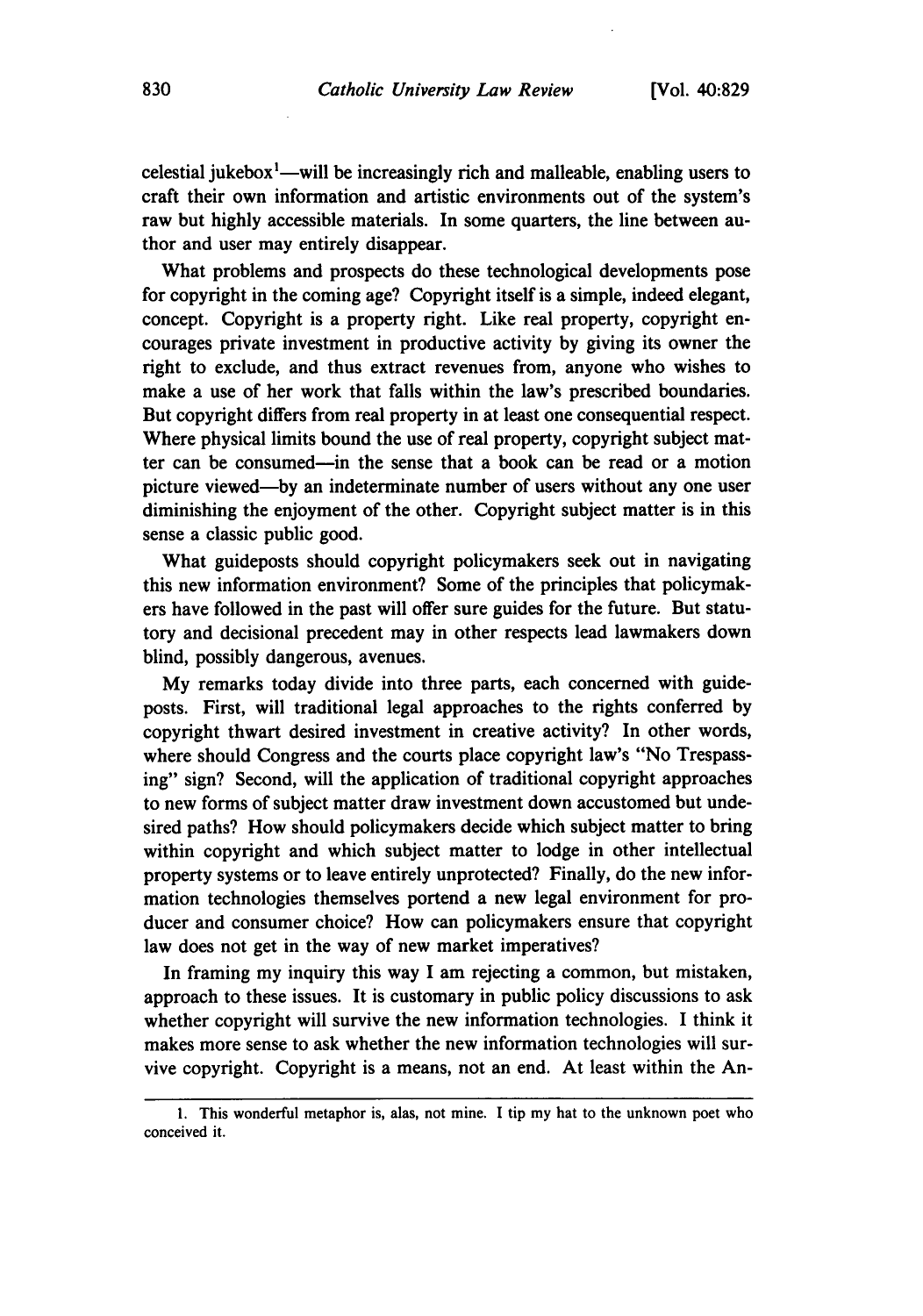celestial jukebox[1]—will be increasingly rich and malleable, enabling users to craft their own information and artistic environments out of the system's raw but highly accessible materials. In some quarters, the line between author and user may entirely disappear.

What problems and prospects do these technological developments pose for copyright in the coming age? Copyright itself is a simple, indeed elegant, concept. Copyright is a property right. Like real property, copyright encourages private investment in productive activity by giving its owner the right to exclude, and thus extract revenues from, anyone who wishes to make a use of her work that falls within the law's prescribed boundaries. But copyright differs from real property in at least one consequential respect. Where physical limits bound the use of real property, copyright subject matter can be consumed—in the sense that a book can be read or a motion picture viewed—by an indeterminate number of users without any one user diminishing the enjoyment of the other. Copyright subject matter is in this sense a classic public good.

What guideposts should copyright policymakers seek out in navigating this new information environment? Some of the principles that policymakers have followed in the past will offer sure guides for the future. But statutory and decisional precedent may in other respects lead lawmakers down blind, possibly dangerous, avenues.

My remarks today divide into three parts, each concerned with guideposts. First, will traditional legal approaches to the rights conferred by copyright thwart desired investment in creative activity? In other words, where should Congress and the courts place copyright law's "No Trespassing" sign? Second, will the application of traditional copyright approaches to new forms of subject matter draw investment down accustomed but undesired paths? How should policymakers decide which subject matter to bring within copyright and which subject matter to lodge in other intellectual property systems or to leave entirely unprotected? Finally, do the new information technologies themselves portend a new legal environment for producer and consumer choice? How can policymakers ensure that copyright law does not get in the way of new market imperatives?

In framing my inquiry this way I am rejecting a common, but mistaken, approach to these issues. It is customary in public policy discussions to ask whether copyright will survive the new information technologies. I think it makes more sense to ask whether the new information technologies will survive copyright. Copyright is a means, not an end. At least within the An-

---

1. This wonderful metaphor is, alas, not mine. I tip my hat to the unknown poet who conceived it.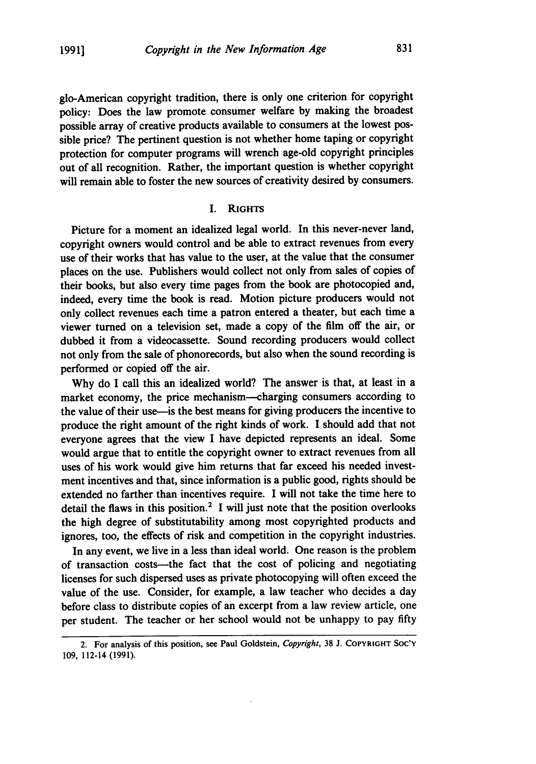glo-American copyright tradition, there is only one criterion for copyright policy: Does the law promote consumer welfare by making the broadest possible array of creative products available to consumers at the lowest possible price? The pertinent question is not whether home taping or copyright protection for computer programs will wrench age-old copyright principles out of all recognition. Rather, the important question is whether copyright will remain able to foster the new sources of creativity desired by consumers.

## I. RIGHTS

Picture for a moment an idealized legal world. In this never-never land, copyright owners would control and be able to extract revenues from every use of their works that has value to the user, at the value that the consumer places on the use. Publishers would collect not only from sales of copies of their books, but also every time pages from the book are photocopied and, indeed, every time the book is read. Motion picture producers would not only collect revenues each time a patron entered a theater, but each time a viewer turned on a television set, made a copy of the film off the air, or dubbed it from a videocassette. Sound recording producers would collect not only from the sale of phonorecords, but also when the sound recording is performed or copied off the air.

Why do I call this an idealized world? The answer is that, at least in a market economy, the price mechanism—charging consumers according to the value of their use—is the best means for giving producers the incentive to produce the right amount of the right kinds of work. I should add that not everyone agrees that the view I have depicted represents an ideal. Some would argue that to entitle the copyright owner to extract revenues from all uses of his work would give him returns that far exceed his needed investment incentives and that, since information is a public good, rights should be extended no farther than incentives require. I will not take the time here to detail the flaws in this position.[2] I will just note that the position overlooks the high degree of substitutability among most copyrighted products and ignores, too, the effects of risk and competition in the copyright industries.

In any event, we live in a less than ideal world. One reason is the problem of transaction costs—the fact that the cost of policing and negotiating licenses for such dispersed uses as private photocopying will often exceed the value of the use. Consider, for example, a law teacher who decides a day before class to distribute copies of an excerpt from a law review article, one per student. The teacher or her school would not be unhappy to pay fifty

---

2. For analysis of this position, see Paul Goldstein, *Copyright*, 38 J. COPYRIGHT SOC'Y 109, 112-14 (1991).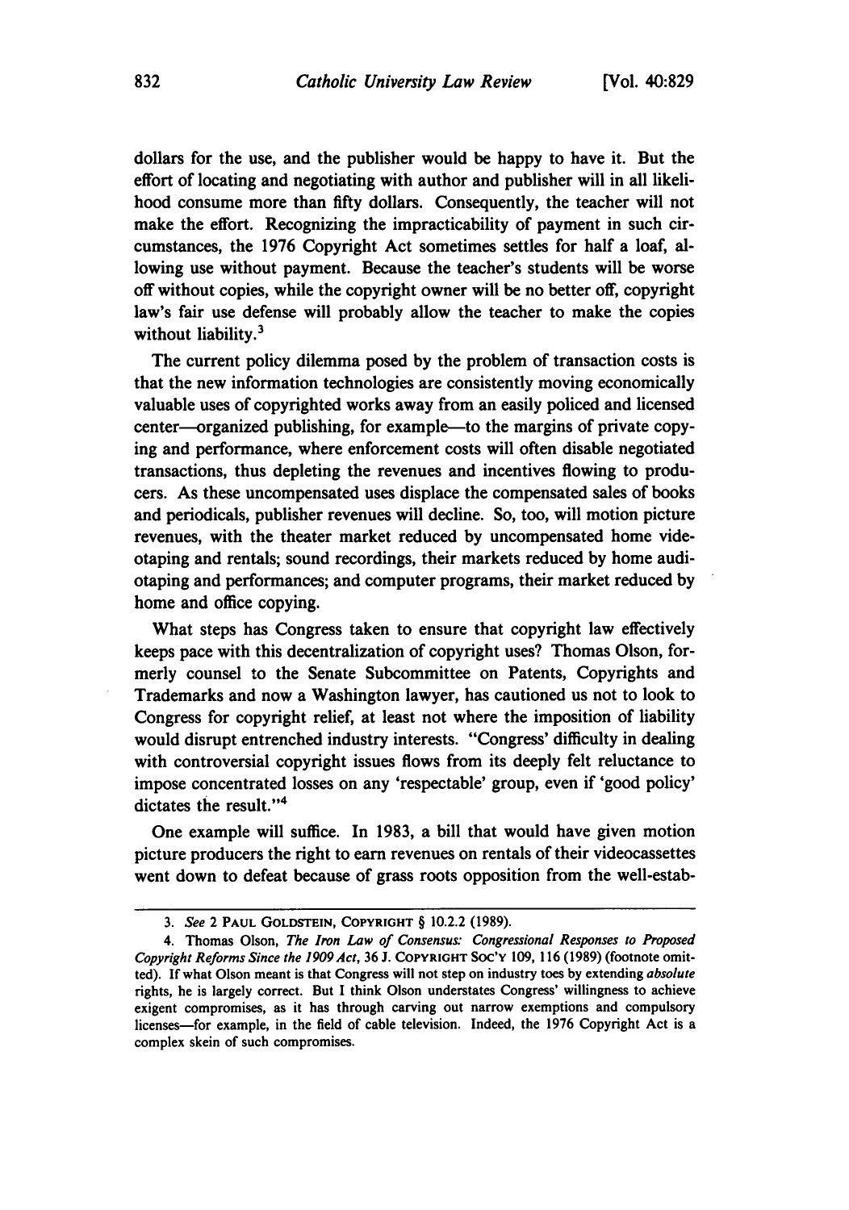dollars for the use, and the publisher would be happy to have it. But the effort of locating and negotiating with author and publisher will in all likelihood consume more than fifty dollars. Consequently, the teacher will not make the effort. Recognizing the impracticability of payment in such circumstances, the 1976 Copyright Act sometimes settles for half a loaf, allowing use without payment. Because the teacher's students will be worse off without copies, while the copyright owner will be no better off, copyright law's fair use defense will probably allow the teacher to make the copies without liability.[3]

The current policy dilemma posed by the problem of transaction costs is that the new information technologies are consistently moving economically valuable uses of copyrighted works away from an easily policed and licensed center—organized publishing, for example—to the margins of private copying and performance, where enforcement costs will often disable negotiated transactions, thus depleting the revenues and incentives flowing to producers. As these uncompensated uses displace the compensated sales of books and periodicals, publisher revenues will decline. So, too, will motion picture revenues, with the theater market reduced by uncompensated home videotaping and rentals; sound recordings, their markets reduced by home audiotaping and performances; and computer programs, their market reduced by home and office copying.

What steps has Congress taken to ensure that copyright law effectively keeps pace with this decentralization of copyright uses? Thomas Olson, formerly counsel to the Senate Subcommittee on Patents, Copyrights and Trademarks and now a Washington lawyer, has cautioned us not to look to Congress for copyright relief, at least not where the imposition of liability would disrupt entrenched industry interests. "Congress' difficulty in dealing with controversial copyright issues flows from its deeply felt reluctance to impose concentrated losses on any 'respectable' group, even if 'good policy' dictates the result."[4]

One example will suffice. In 1983, a bill that would have given motion picture producers the right to earn revenues on rentals of their videocassettes went down to defeat because of grass roots opposition from the well-estab-

---

3. *See* 2 PAUL GOLDSTEIN, COPYRIGHT § 10.2.2 (1989).

4. Thomas Olson, *The Iron Law of Consensus: Congressional Responses to Proposed Copyright Reforms Since the 1909 Act*, 36 J. COPYRIGHT SOC'Y 109, 116 (1989) (footnote omitted). If what Olson meant is that Congress will not step on industry toes by extending *absolute* rights, he is largely correct. But I think Olson understates Congress' willingness to achieve exigent compromises, as it has through carving out narrow exemptions and compulsory licenses—for example, in the field of cable television. Indeed, the 1976 Copyright Act is a complex skein of such compromises.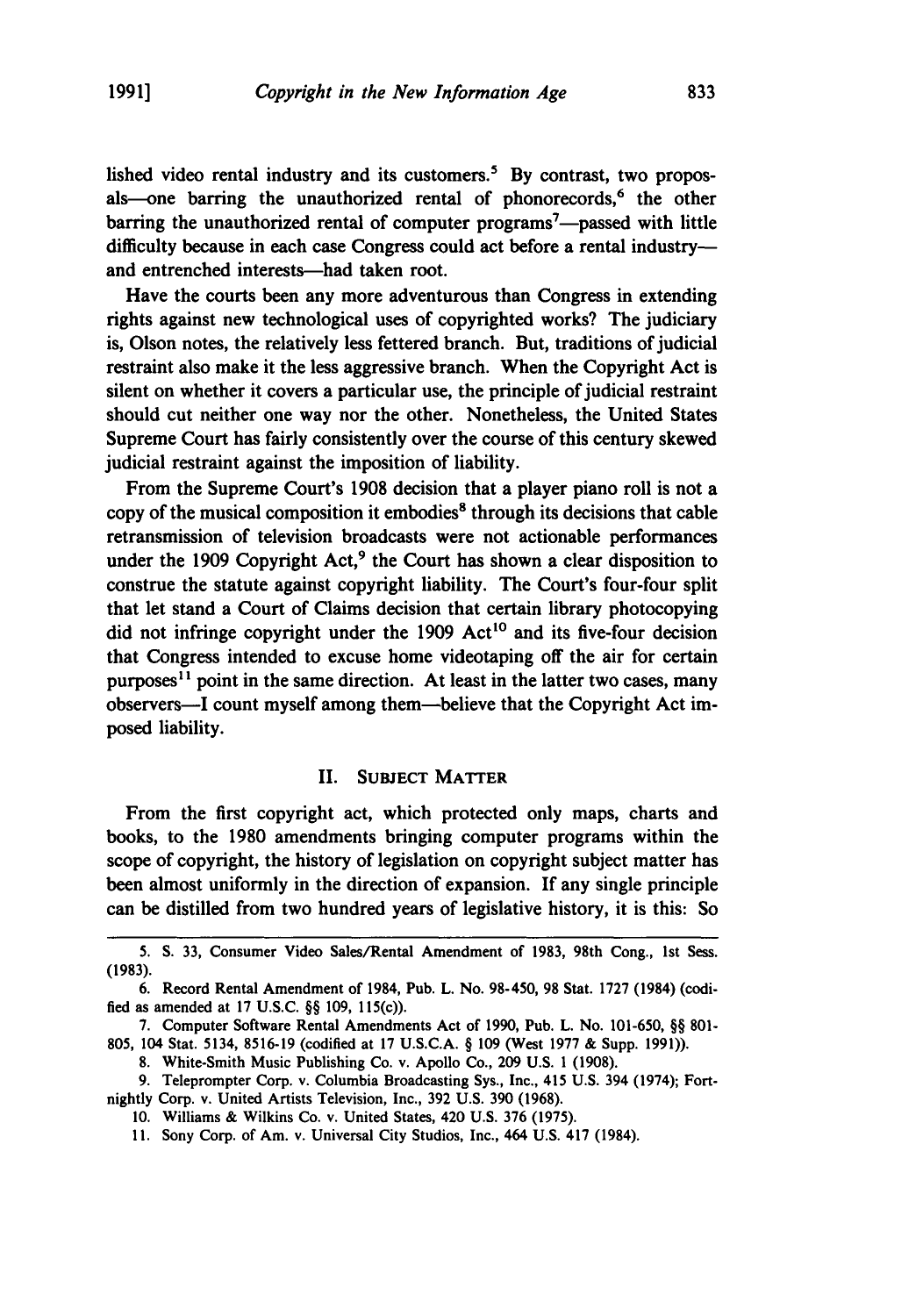lished video rental industry and its customers.[5] By contrast, two proposals—one barring the unauthorized rental of phonorecords,[6] the other barring the unauthorized rental of computer programs[7]—passed with little difficulty because in each case Congress could act before a rental industry—and entrenched interests—had taken root.

Have the courts been any more adventurous than Congress in extending rights against new technological uses of copyrighted works? The judiciary is, Olson notes, the relatively less fettered branch. But, traditions of judicial restraint also make it the less aggressive branch. When the Copyright Act is silent on whether it covers a particular use, the principle of judicial restraint should cut neither one way nor the other. Nonetheless, the United States Supreme Court has fairly consistently over the course of this century skewed judicial restraint against the imposition of liability.

From the Supreme Court's 1908 decision that a player piano roll is not a copy of the musical composition it embodies[8] through its decisions that cable retransmission of television broadcasts were not actionable performances under the 1909 Copyright Act,[9] the Court has shown a clear disposition to construe the statute against copyright liability. The Court's four-four split that let stand a Court of Claims decision that certain library photocopying did not infringe copyright under the 1909 Act[10] and its five-four decision that Congress intended to excuse home videotaping off the air for certain purposes[11] point in the same direction. At least in the latter two cases, many observers—I count myself among them—believe that the Copyright Act imposed liability.

## II. Subject Matter

From the first copyright act, which protected only maps, charts and books, to the 1980 amendments bringing computer programs within the scope of copyright, the history of legislation on copyright subject matter has been almost uniformly in the direction of expansion. If any single principle can be distilled from two hundred years of legislative history, it is this: So

---

5. S. 33, Consumer Video Sales/Rental Amendment of 1983, 98th Cong., 1st Sess. (1983).

6. Record Rental Amendment of 1984, Pub. L. No. 98-450, 98 Stat. 1727 (1984) (codified as amended at 17 U.S.C. §§ 109, 115(c)).

7. Computer Software Rental Amendments Act of 1990, Pub. L. No. 101-650, §§ 801-805, 104 Stat. 5134, 8516-19 (codified at 17 U.S.C.A. § 109 (West 1977 & Supp. 1991)).

8. White-Smith Music Publishing Co. v. Apollo Co., 209 U.S. 1 (1908).

9. Teleprompter Corp. v. Columbia Broadcasting Sys., Inc., 415 U.S. 394 (1974); Fortnightly Corp. v. United Artists Television, Inc., 392 U.S. 390 (1968).

10. Williams & Wilkins Co. v. United States, 420 U.S. 376 (1975).

11. Sony Corp. of Am. v. Universal City Studios, Inc., 464 U.S. 417 (1984).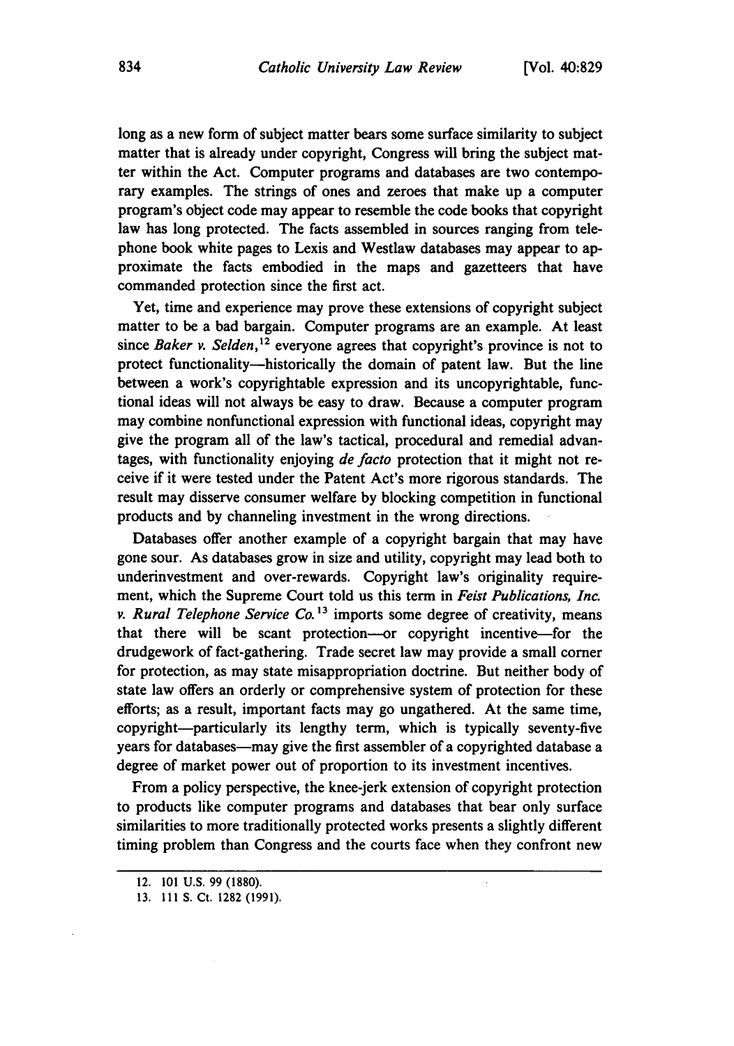long as a new form of subject matter bears some surface similarity to subject matter that is already under copyright, Congress will bring the subject matter within the Act. Computer programs and databases are two contemporary examples. The strings of ones and zeroes that make up a computer program's object code may appear to resemble the code books that copyright law has long protected. The facts assembled in sources ranging from telephone book white pages to Lexis and Westlaw databases may appear to approximate the facts embodied in the maps and gazetteers that have commanded protection since the first act.

Yet, time and experience may prove these extensions of copyright subject matter to be a bad bargain. Computer programs are an example. At least since *Baker v. Selden*,[12] everyone agrees that copyright's province is not to protect functionality—historically the domain of patent law. But the line between a work's copyrightable expression and its uncopyrightable, functional ideas will not always be easy to draw. Because a computer program may combine nonfunctional expression with functional ideas, copyright may give the program all of the law's tactical, procedural and remedial advantages, with functionality enjoying *de facto* protection that it might not receive if it were tested under the Patent Act's more rigorous standards. The result may disserve consumer welfare by blocking competition in functional products and by channeling investment in the wrong directions.

Databases offer another example of a copyright bargain that may have gone sour. As databases grow in size and utility, copyright may lead both to underinvestment and over-rewards. Copyright law's originality requirement, which the Supreme Court told us this term in *Feist Publications, Inc. v. Rural Telephone Service Co.*[13] imports some degree of creativity, means that there will be scant protection—or copyright incentive—for the drudgework of fact-gathering. Trade secret law may provide a small corner for protection, as may state misappropriation doctrine. But neither body of state law offers an orderly or comprehensive system of protection for these efforts; as a result, important facts may go ungathered. At the same time, copyright—particularly its lengthy term, which is typically seventy-five years for databases—may give the first assembler of a copyrighted database a degree of market power out of proportion to its investment incentives.

From a policy perspective, the knee-jerk extension of copyright protection to products like computer programs and databases that bear only surface similarities to more traditionally protected works presents a slightly different timing problem than Congress and the courts face when they confront new

12. 101 U.S. 99 (1880).

13. 111 S. Ct. 1282 (1991).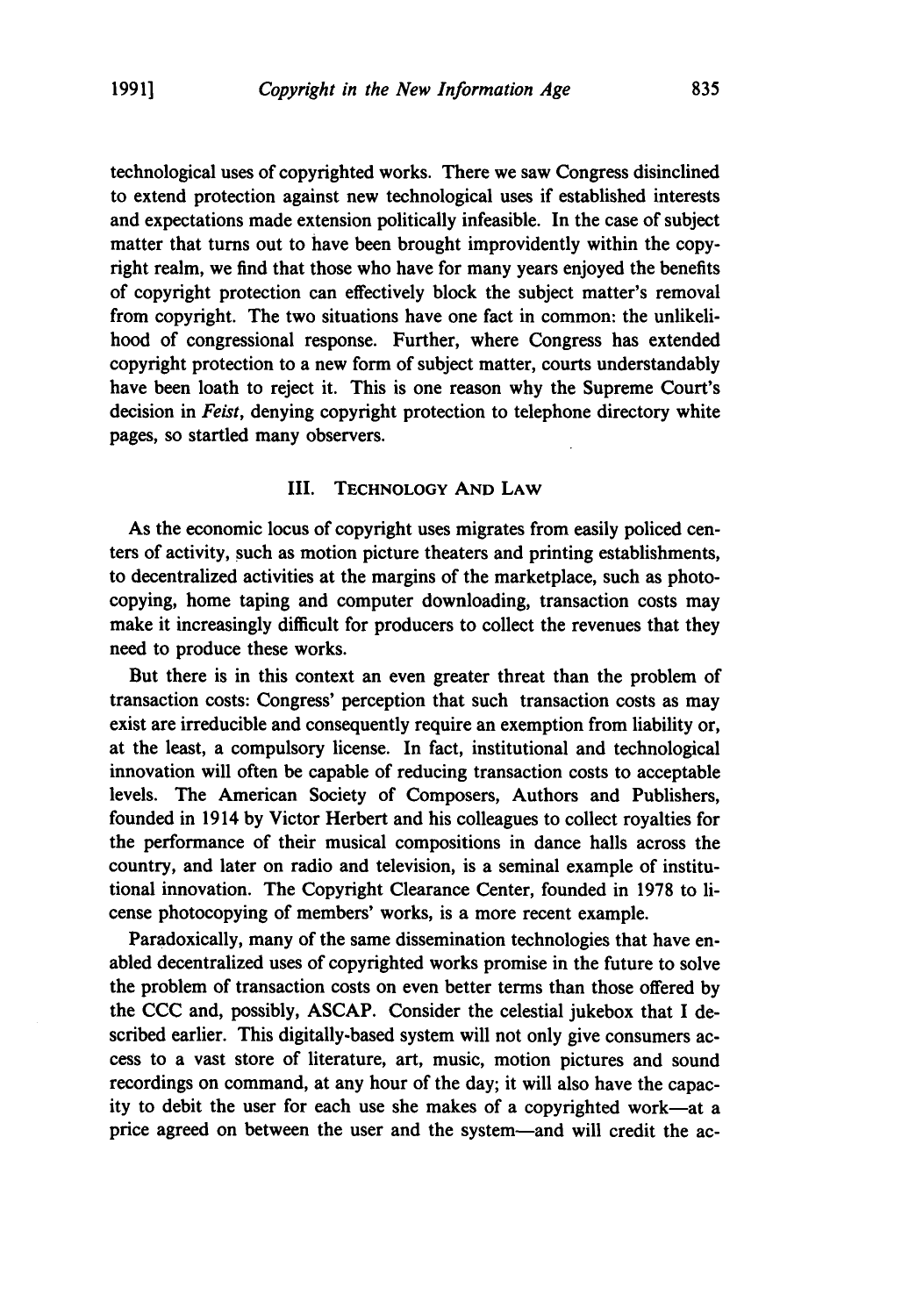technological uses of copyrighted works. There we saw Congress disinclined to extend protection against new technological uses if established interests and expectations made extension politically infeasible. In the case of subject matter that turns out to have been brought improvidently within the copyright realm, we find that those who have for many years enjoyed the benefits of copyright protection can effectively block the subject matter's removal from copyright. The two situations have one fact in common: the unlikelihood of congressional response. Further, where Congress has extended copyright protection to a new form of subject matter, courts understandably have been loath to reject it. This is one reason why the Supreme Court's decision in *Feist*, denying copyright protection to telephone directory white pages, so startled many observers.

## III. Technology and Law

As the economic locus of copyright uses migrates from easily policed centers of activity, such as motion picture theaters and printing establishments, to decentralized activities at the margins of the marketplace, such as photocopying, home taping and computer downloading, transaction costs may make it increasingly difficult for producers to collect the revenues that they need to produce these works.

But there is in this context an even greater threat than the problem of transaction costs: Congress' perception that such transaction costs as may exist are irreducible and consequently require an exemption from liability or, at the least, a compulsory license. In fact, institutional and technological innovation will often be capable of reducing transaction costs to acceptable levels. The American Society of Composers, Authors and Publishers, founded in 1914 by Victor Herbert and his colleagues to collect royalties for the performance of their musical compositions in dance halls across the country, and later on radio and television, is a seminal example of institutional innovation. The Copyright Clearance Center, founded in 1978 to license photocopying of members' works, is a more recent example.

Paradoxically, many of the same dissemination technologies that have enabled decentralized uses of copyrighted works promise in the future to solve the problem of transaction costs on even better terms than those offered by the CCC and, possibly, ASCAP. Consider the celestial jukebox that I described earlier. This digitally-based system will not only give consumers access to a vast store of literature, art, music, motion pictures and sound recordings on command, at any hour of the day; it will also have the capacity to debit the user for each use she makes of a copyrighted work—at a price agreed on between the user and the system—and will credit the ac-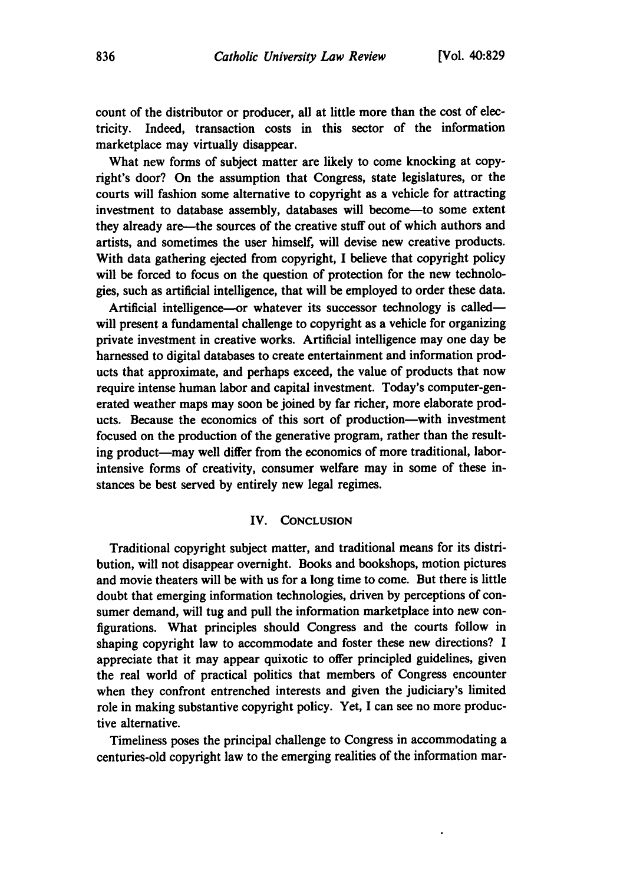count of the distributor or producer, all at little more than the cost of electricity. Indeed, transaction costs in this sector of the information marketplace may virtually disappear.

What new forms of subject matter are likely to come knocking at copyright's door? On the assumption that Congress, state legislatures, or the courts will fashion some alternative to copyright as a vehicle for attracting investment to database assembly, databases will become—to some extent they already are—the sources of the creative stuff out of which authors and artists, and sometimes the user himself, will devise new creative products. With data gathering ejected from copyright, I believe that copyright policy will be forced to focus on the question of protection for the new technologies, such as artificial intelligence, that will be employed to order these data.

Artificial intelligence—or whatever its successor technology is called—will present a fundamental challenge to copyright as a vehicle for organizing private investment in creative works. Artificial intelligence may one day be harnessed to digital databases to create entertainment and information products that approximate, and perhaps exceed, the value of products that now require intense human labor and capital investment. Today's computer-generated weather maps may soon be joined by far richer, more elaborate products. Because the economics of this sort of production—with investment focused on the production of the generative program, rather than the resulting product—may well differ from the economics of more traditional, labor-intensive forms of creativity, consumer welfare may in some of these instances be best served by entirely new legal regimes.

## IV. Conclusion

Traditional copyright subject matter, and traditional means for its distribution, will not disappear overnight. Books and bookshops, motion pictures and movie theaters will be with us for a long time to come. But there is little doubt that emerging information technologies, driven by perceptions of consumer demand, will tug and pull the information marketplace into new configurations. What principles should Congress and the courts follow in shaping copyright law to accommodate and foster these new directions? I appreciate that it may appear quixotic to offer principled guidelines, given the real world of practical politics that members of Congress encounter when they confront entrenched interests and given the judiciary's limited role in making substantive copyright policy. Yet, I can see no more productive alternative.

Timeliness poses the principal challenge to Congress in accommodating a centuries-old copyright law to the emerging realities of the information mar-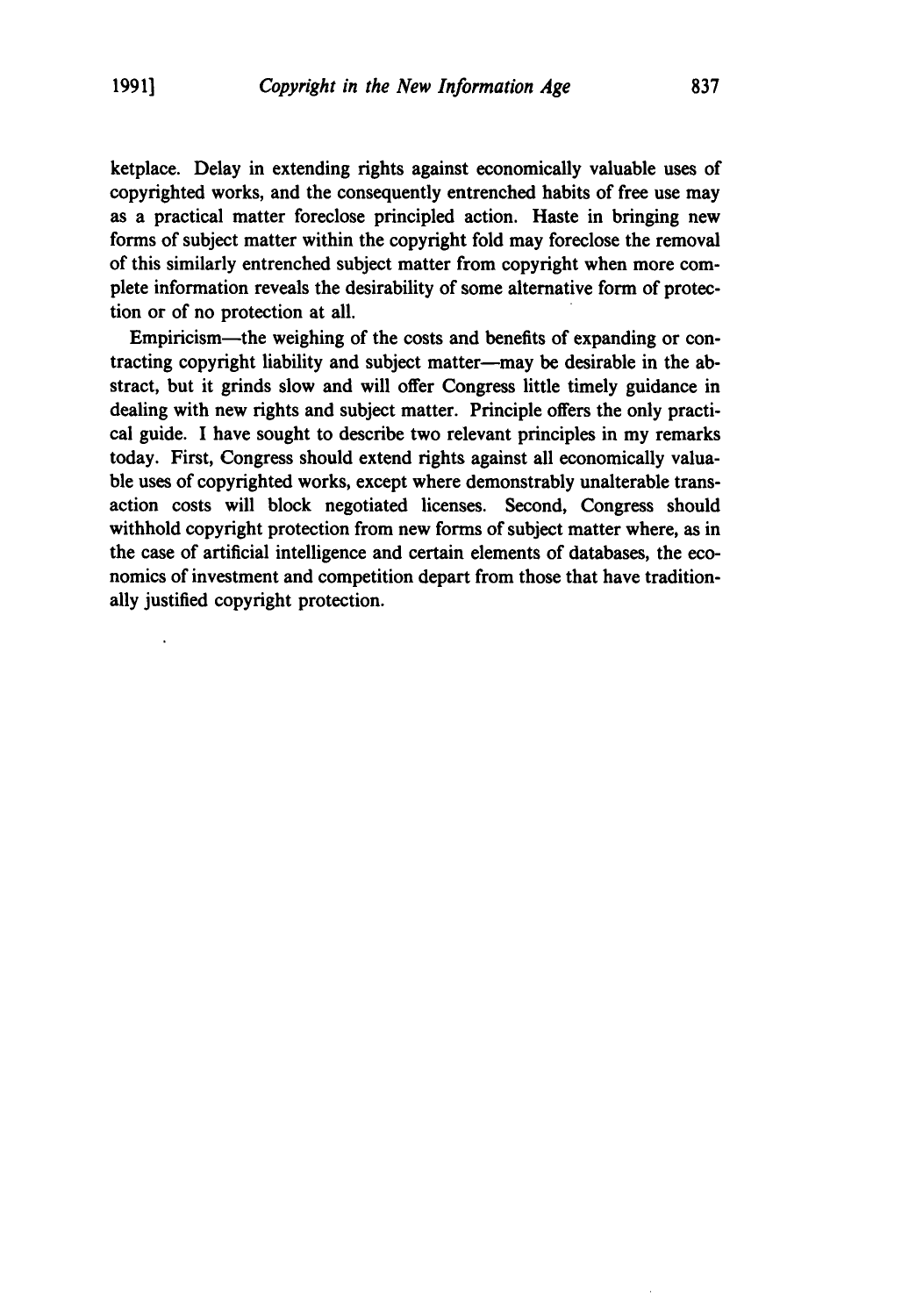ketplace. Delay in extending rights against economically valuable uses of copyrighted works, and the consequently entrenched habits of free use may as a practical matter foreclose principled action. Haste in bringing new forms of subject matter within the copyright fold may foreclose the removal of this similarly entrenched subject matter from copyright when more complete information reveals the desirability of some alternative form of protection or of no protection at all.

Empiricism—the weighing of the costs and benefits of expanding or contracting copyright liability and subject matter—may be desirable in the abstract, but it grinds slow and will offer Congress little timely guidance in dealing with new rights and subject matter. Principle offers the only practical guide. I have sought to describe two relevant principles in my remarks today. First, Congress should extend rights against all economically valuable uses of copyrighted works, except where demonstrably unalterable transaction costs will block negotiated licenses. Second, Congress should withhold copyright protection from new forms of subject matter where, as in the case of artificial intelligence and certain elements of databases, the economics of investment and competition depart from those that have traditionally justified copyright protection.